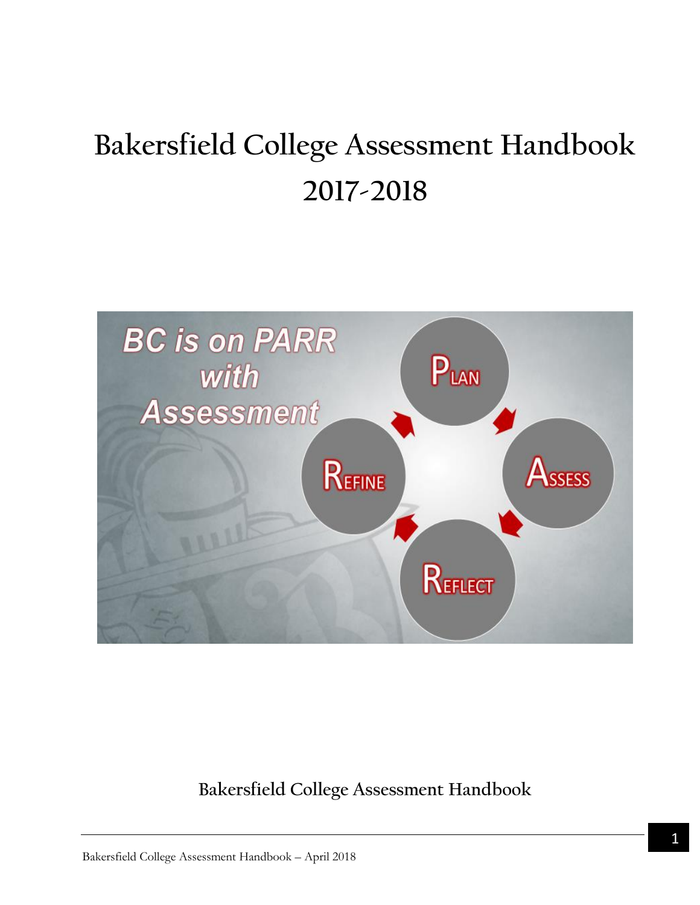# Bakersfield College Assessment Handbook 2017-2018

BC is on PARR with Assessment

PLAN

ASSESS

REFLECT

REFINE

**Bakersfield College Assessment Handbook**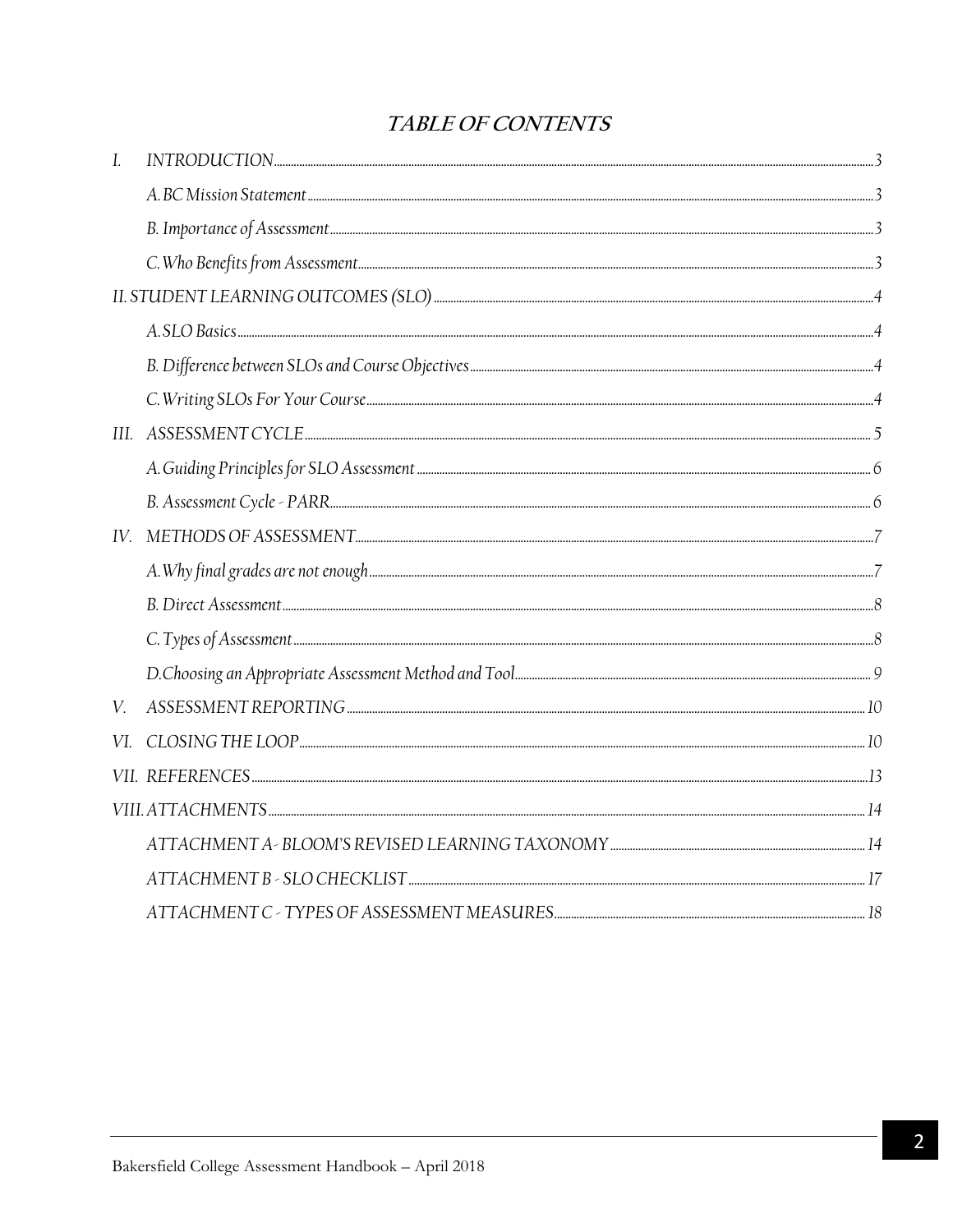# *TABLE OF CONTENTS*

- I. INTRODUCTION ........ 3
  - A. BC Mission Statement ........ 3
  - B. Importance of Assessment ........ 3
  - C. Who Benefits from Assessment ........ 3
- II. STUDENT LEARNING OUTCOMES (SLO) ........ 4
  - A. SLO Basics ........ 4
  - B. Difference between SLOs and Course Objectives ........ 4
  - C. Writing SLOs For Your Course ........ 4
- III. ASSESSMENT CYCLE ........ 5
  - A. Guiding Principles for SLO Assessment ........ 6
  - B. Assessment Cycle - PARR ........ 6
- IV. METHODS OF ASSESSMENT ........ 7
  - A. Why final grades are not enough ........ 7
  - B. Direct Assessment ........ 8
  - C. Types of Assessment ........ 8
  - D. Choosing an Appropriate Assessment Method and Tool ........ 9
- V. ASSESSMENT REPORTING ........ 10
- VI. CLOSING THE LOOP ........ 10
- VII. REFERENCES ........ 13
- VIII. ATTACHMENTS ........ 14
  - ATTACHMENT A - BLOOM'S REVISED LEARNING TAXONOMY ........ 14
  - ATTACHMENT B - SLO CHECKLIST ........ 17
  - ATTACHMENT C - TYPES OF ASSESSMENT MEASURES ........ 18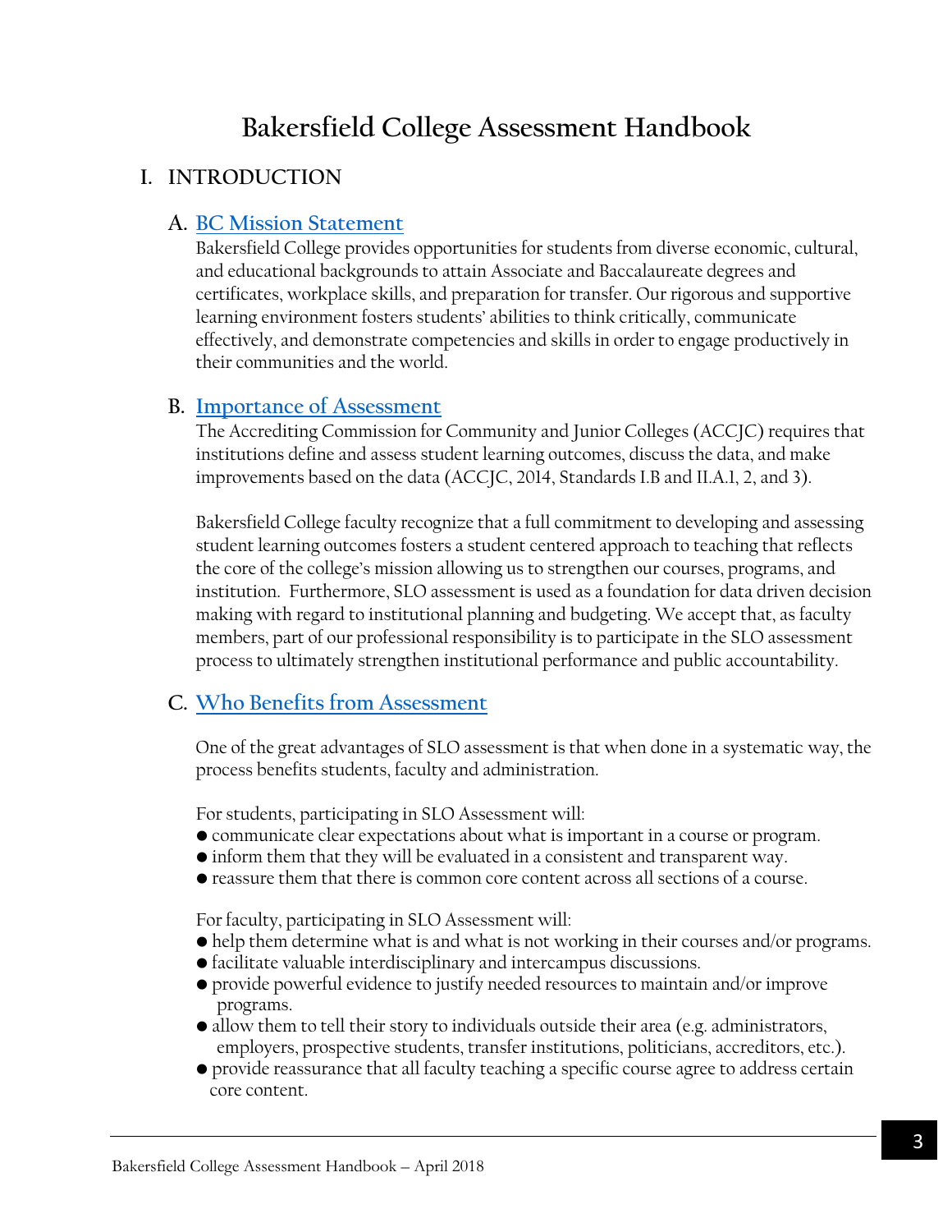# Bakersfield College Assessment Handbook

## I. INTRODUCTION

### A. BC Mission Statement

Bakersfield College provides opportunities for students from diverse economic, cultural, and educational backgrounds to attain Associate and Baccalaureate degrees and certificates, workplace skills, and preparation for transfer. Our rigorous and supportive learning environment fosters students' abilities to think critically, communicate effectively, and demonstrate competencies and skills in order to engage productively in their communities and the world.

### B. Importance of Assessment

The Accrediting Commission for Community and Junior Colleges (ACCJC) requires that institutions define and assess student learning outcomes, discuss the data, and make improvements based on the data (ACCJC, 2014, Standards I.B and II.A.1, 2, and 3).

Bakersfield College faculty recognize that a full commitment to developing and assessing student learning outcomes fosters a student centered approach to teaching that reflects the core of the college's mission allowing us to strengthen our courses, programs, and institution. Furthermore, SLO assessment is used as a foundation for data driven decision making with regard to institutional planning and budgeting. We accept that, as faculty members, part of our professional responsibility is to participate in the SLO assessment process to ultimately strengthen institutional performance and public accountability.

### C. Who Benefits from Assessment

One of the great advantages of SLO assessment is that when done in a systematic way, the process benefits students, faculty and administration.

For students, participating in SLO Assessment will:

- communicate clear expectations about what is important in a course or program.
- inform them that they will be evaluated in a consistent and transparent way.
- reassure them that there is common core content across all sections of a course.

For faculty, participating in SLO Assessment will:

- help them determine what is and what is not working in their courses and/or programs.
- facilitate valuable interdisciplinary and intercampus discussions.
- provide powerful evidence to justify needed resources to maintain and/or improve programs.
- allow them to tell their story to individuals outside their area (e.g. administrators, employers, prospective students, transfer institutions, politicians, accreditors, etc.).
- provide reassurance that all faculty teaching a specific course agree to address certain core content.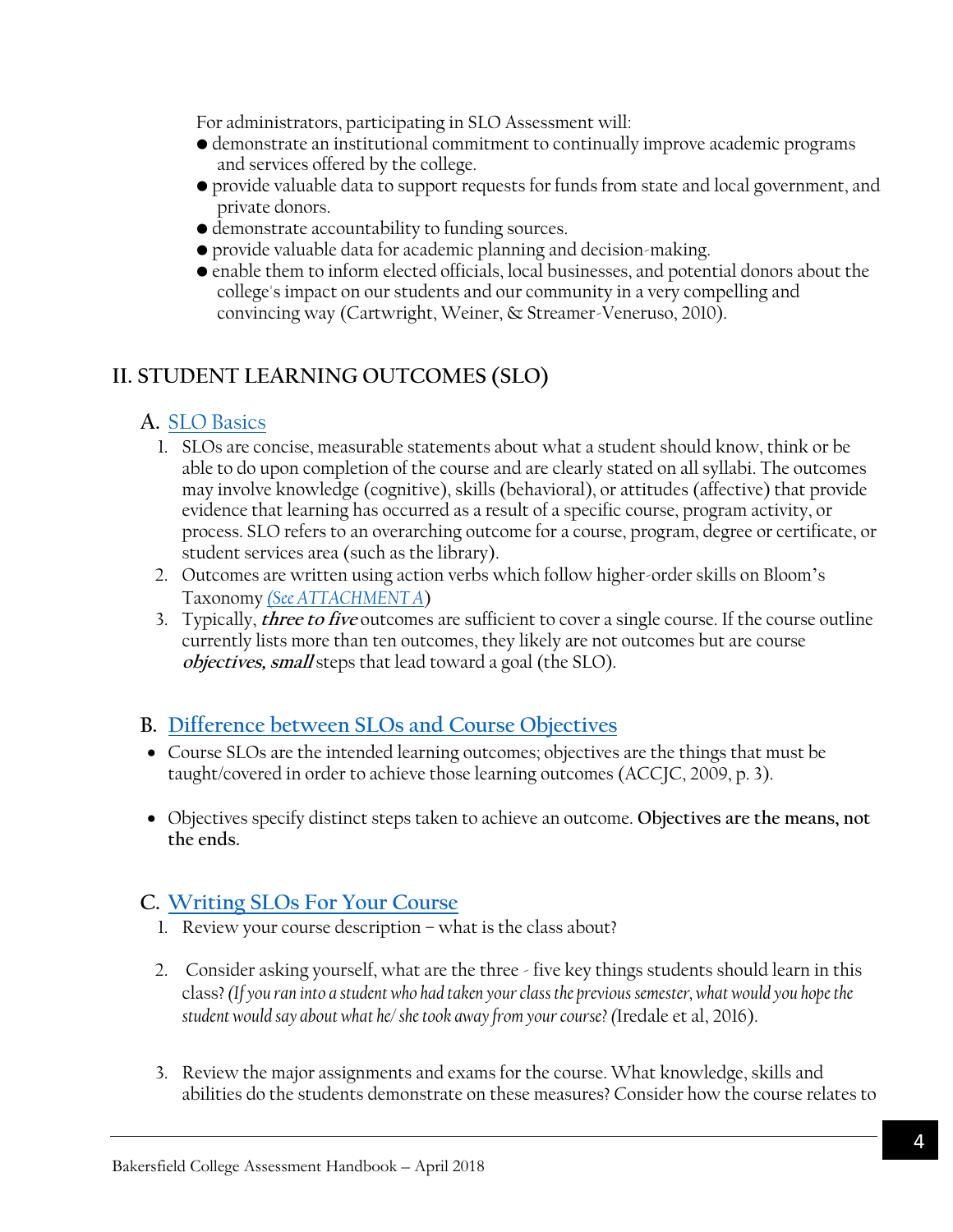For administrators, participating in SLO Assessment will:

- demonstrate an institutional commitment to continually improve academic programs and services offered by the college.
- provide valuable data to support requests for funds from state and local government, and private donors.
- demonstrate accountability to funding sources.
- provide valuable data for academic planning and decision-making.
- enable them to inform elected officials, local businesses, and potential donors about the college's impact on our students and our community in a very compelling and convincing way (Cartwright, Weiner, & Streamer-Veneruso, 2010).

## II. STUDENT LEARNING OUTCOMES (SLO)

### A. SLO Basics

1. SLOs are concise, measurable statements about what a student should know, think or be able to do upon completion of the course and are clearly stated on all syllabi. The outcomes may involve knowledge (cognitive), skills (behavioral), or attitudes (affective) that provide evidence that learning has occurred as a result of a specific course, program activity, or process. SLO refers to an overarching outcome for a course, program, degree or certificate, or student services area (such as the library).
2. Outcomes are written using action verbs which follow higher-order skills on Bloom's Taxonomy *(See ATTACHMENT A)*
3. Typically, ***three to five*** outcomes are sufficient to cover a single course. If the course outline currently lists more than ten outcomes, they likely are not outcomes but are course ***objectives, small*** steps that lead toward a goal (the SLO).

### B. Difference between SLOs and Course Objectives

- Course SLOs are the intended learning outcomes; objectives are the things that must be taught/covered in order to achieve those learning outcomes (ACCJC, 2009, p. 3).
- Objectives specify distinct steps taken to achieve an outcome. **Objectives are the means, not the ends.**

### C. Writing SLOs For Your Course

1. Review your course description – what is the class about?
2. Consider asking yourself, what are the three - five key things students should learn in this class? *(If you ran into a student who had taken your class the previous semester, what would you hope the student would say about what he/ she took away from your course? (*Iredale et al, 2016).
3. Review the major assignments and exams for the course. What knowledge, skills and abilities do the students demonstrate on these measures? Consider how the course relates to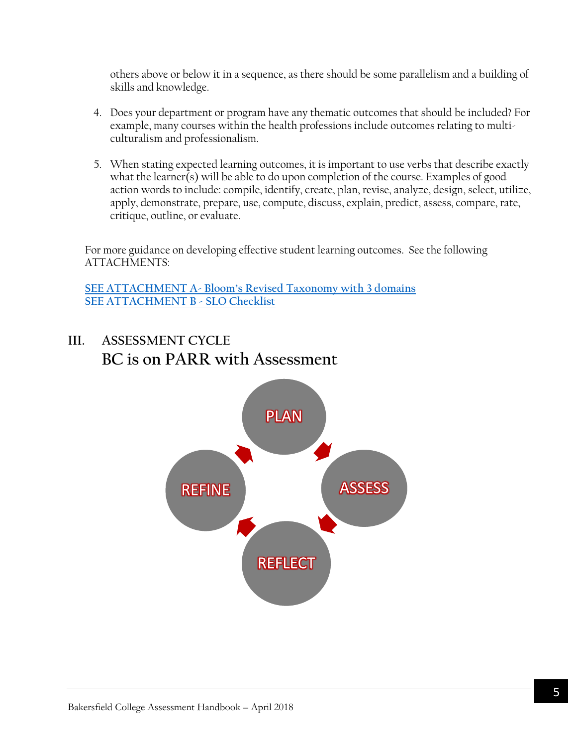others above or below it in a sequence, as there should be some parallelism and a building of skills and knowledge.

4. Does your department or program have any thematic outcomes that should be included? For example, many courses within the health professions include outcomes relating to multi-culturalism and professionalism.

5. When stating expected learning outcomes, it is important to use verbs that describe exactly what the learner(s) will be able to do upon completion of the course. Examples of good action words to include: compile, identify, create, plan, revise, analyze, design, select, utilize, apply, demonstrate, prepare, use, compute, discuss, explain, predict, assess, compare, rate, critique, outline, or evaluate.

For more guidance on developing effective student learning outcomes. See the following ATTACHMENTS:

SEE ATTACHMENT A- Bloom's Revised Taxonomy with 3 domains
SEE ATTACHMENT B - SLO Checklist

## III. ASSESSMENT CYCLE

### BC is on PARR with Assessment

PLAN → ASSESS → REFLECT → REFINE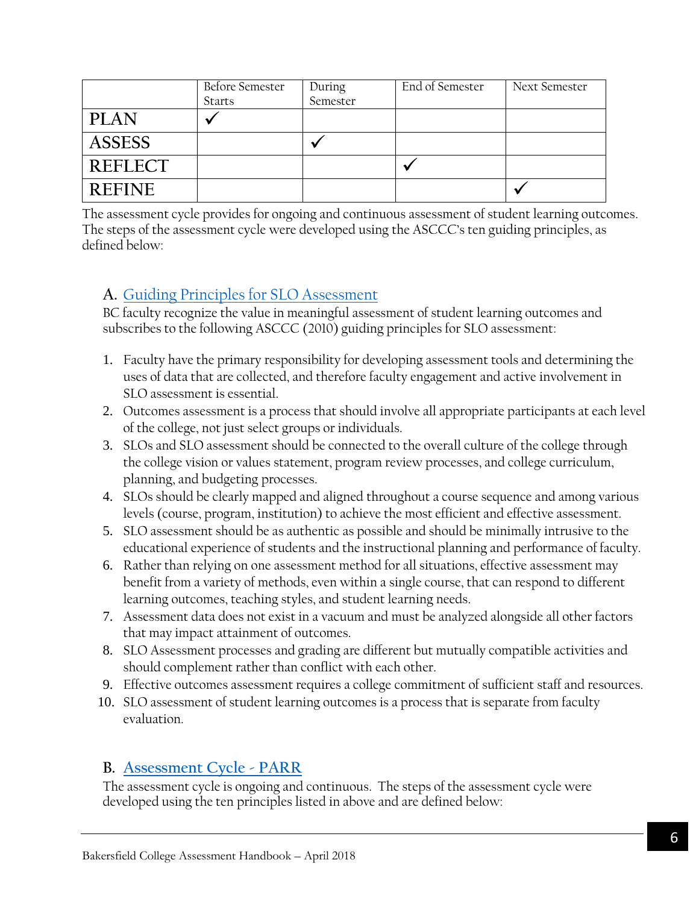|  | Before Semester Starts | During Semester | End of Semester | Next Semester |
|---|---|---|---|---|
| PLAN | ✓ |  |  |  |
| ASSESS |  | ✓ |  |  |
| REFLECT |  |  | ✓ |  |
| REFINE |  |  |  | ✓ |

The assessment cycle provides for ongoing and continuous assessment of student learning outcomes. The steps of the assessment cycle were developed using the ASCCC's ten guiding principles, as defined below:

## A. Guiding Principles for SLO Assessment

BC faculty recognize the value in meaningful assessment of student learning outcomes and subscribes to the following ASCCC (2010) guiding principles for SLO assessment:

1. Faculty have the primary responsibility for developing assessment tools and determining the uses of data that are collected, and therefore faculty engagement and active involvement in SLO assessment is essential.
2. Outcomes assessment is a process that should involve all appropriate participants at each level of the college, not just select groups or individuals.
3. SLOs and SLO assessment should be connected to the overall culture of the college through the college vision or values statement, program review processes, and college curriculum, planning, and budgeting processes.
4. SLOs should be clearly mapped and aligned throughout a course sequence and among various levels (course, program, institution) to achieve the most efficient and effective assessment.
5. SLO assessment should be as authentic as possible and should be minimally intrusive to the educational experience of students and the instructional planning and performance of faculty.
6. Rather than relying on one assessment method for all situations, effective assessment may benefit from a variety of methods, even within a single course, that can respond to different learning outcomes, teaching styles, and student learning needs.
7. Assessment data does not exist in a vacuum and must be analyzed alongside all other factors that may impact attainment of outcomes.
8. SLO Assessment processes and grading are different but mutually compatible activities and should complement rather than conflict with each other.
9. Effective outcomes assessment requires a college commitment of sufficient staff and resources.
10. SLO assessment of student learning outcomes is a process that is separate from faculty evaluation.

## B. Assessment Cycle - PARR

The assessment cycle is ongoing and continuous. The steps of the assessment cycle were developed using the ten principles listed in above and are defined below: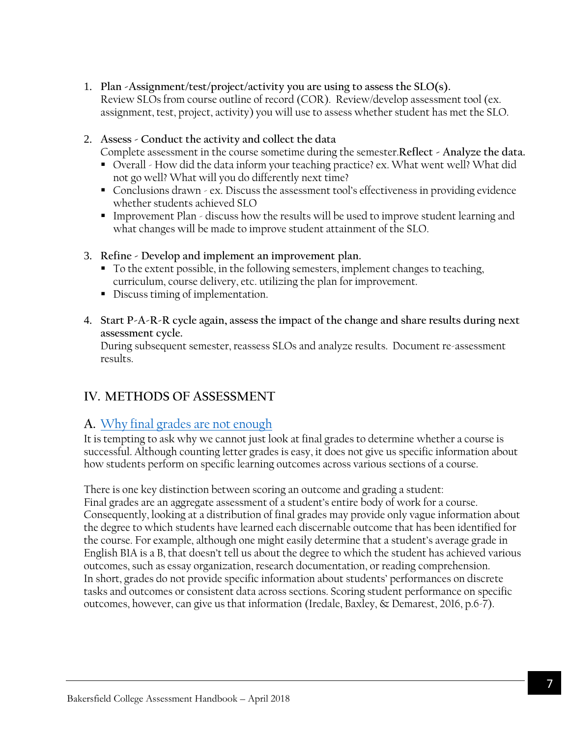1. **Plan -Assignment/test/project/activity you are using to assess the SLO(s).**
   Review SLOs from course outline of record (COR). Review/develop assessment tool (ex. assignment, test, project, activity) you will use to assess whether student has met the SLO.

2. **Assess - Conduct the activity and collect the data**
   Complete assessment in the course sometime during the semester.**Reflect - Analyze the data.**
   - Overall - How did the data inform your teaching practice? ex. What went well? What did not go well? What will you do differently next time?
   - Conclusions drawn - ex. Discuss the assessment tool's effectiveness in providing evidence whether students achieved SLO
   - Improvement Plan - discuss how the results will be used to improve student learning and what changes will be made to improve student attainment of the SLO.

3. **Refine - Develop and implement an improvement plan.**
   - To the extent possible, in the following semesters, implement changes to teaching, curriculum, course delivery, etc. utilizing the plan for improvement.
   - Discuss timing of implementation.

4. **Start P-A-R-R cycle again, assess the impact of the change and share results during next assessment cycle.**
   During subsequent semester, reassess SLOs and analyze results. Document re-assessment results.

## IV. METHODS OF ASSESSMENT

### A. Why final grades are not enough

It is tempting to ask why we cannot just look at final grades to determine whether a course is successful. Although counting letter grades is easy, it does not give us specific information about how students perform on specific learning outcomes across various sections of a course.

There is one key distinction between scoring an outcome and grading a student:
Final grades are an aggregate assessment of a student's entire body of work for a course. Consequently, looking at a distribution of final grades may provide only vague information about the degree to which students have learned each discernable outcome that has been identified for the course. For example, although one might easily determine that a student's average grade in English B1A is a B, that doesn't tell us about the degree to which the student has achieved various outcomes, such as essay organization, research documentation, or reading comprehension.
In short, grades do not provide specific information about students' performances on discrete tasks and outcomes or consistent data across sections. Scoring student performance on specific outcomes, however, can give us that information (Iredale, Baxley, & Demarest, 2016, p.6-7).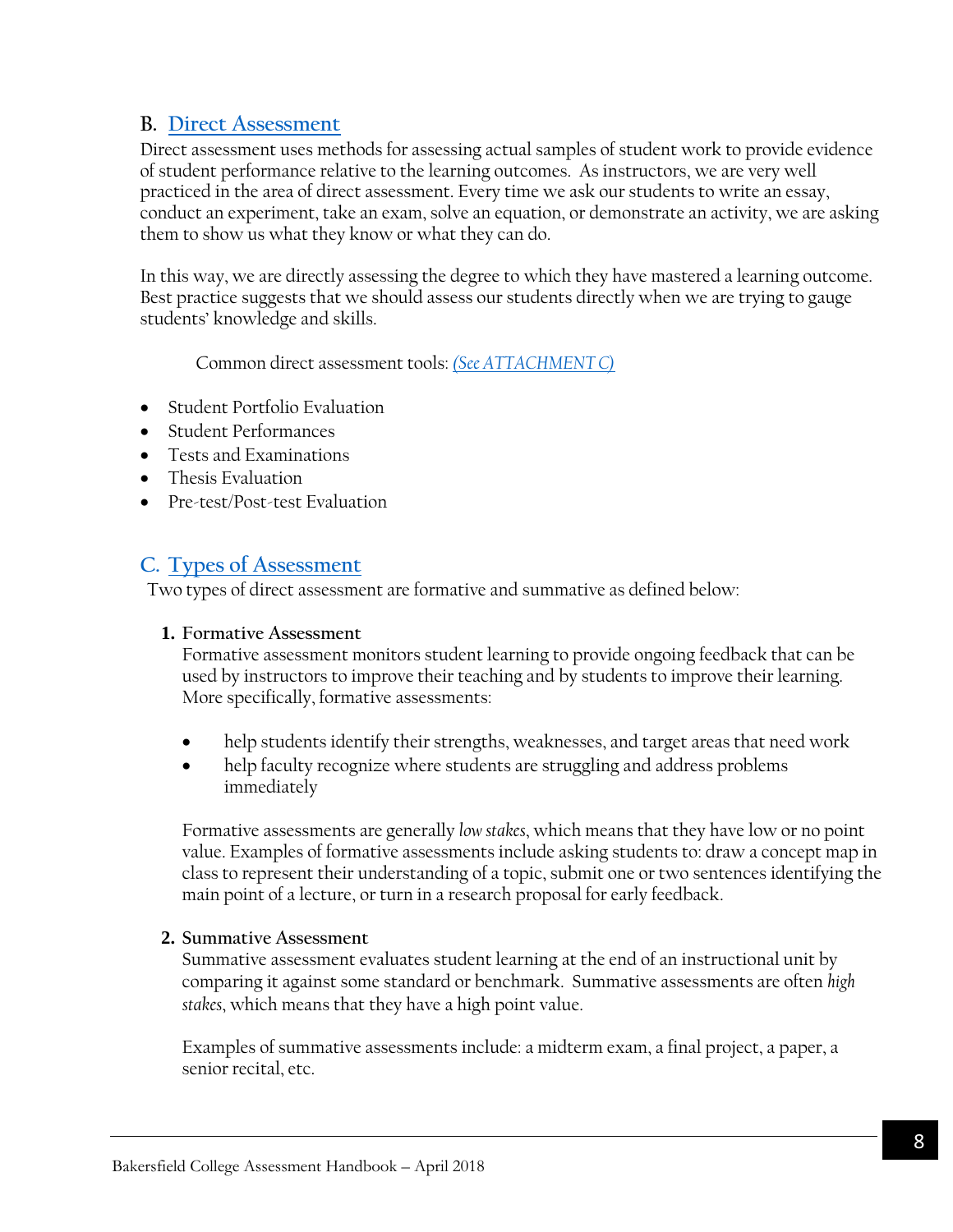## B. Direct Assessment

Direct assessment uses methods for assessing actual samples of student work to provide evidence of student performance relative to the learning outcomes. As instructors, we are very well practiced in the area of direct assessment. Every time we ask our students to write an essay, conduct an experiment, take an exam, solve an equation, or demonstrate an activity, we are asking them to show us what they know or what they can do.

In this way, we are directly assessing the degree to which they have mastered a learning outcome. Best practice suggests that we should assess our students directly when we are trying to gauge students' knowledge and skills.

Common direct assessment tools: *(See ATTACHMENT C)*

- Student Portfolio Evaluation
- Student Performances
- Tests and Examinations
- Thesis Evaluation
- Pre-test/Post-test Evaluation

## C. Types of Assessment

Two types of direct assessment are formative and summative as defined below:

**1. Formative Assessment**

Formative assessment monitors student learning to provide ongoing feedback that can be used by instructors to improve their teaching and by students to improve their learning. More specifically, formative assessments:

- help students identify their strengths, weaknesses, and target areas that need work
- help faculty recognize where students are struggling and address problems immediately

Formative assessments are generally *low stakes*, which means that they have low or no point value. Examples of formative assessments include asking students to: draw a concept map in class to represent their understanding of a topic, submit one or two sentences identifying the main point of a lecture, or turn in a research proposal for early feedback.

**2. Summative Assessment**

Summative assessment evaluates student learning at the end of an instructional unit by comparing it against some standard or benchmark. Summative assessments are often *high stakes*, which means that they have a high point value.

Examples of summative assessments include: a midterm exam, a final project, a paper, a senior recital, etc.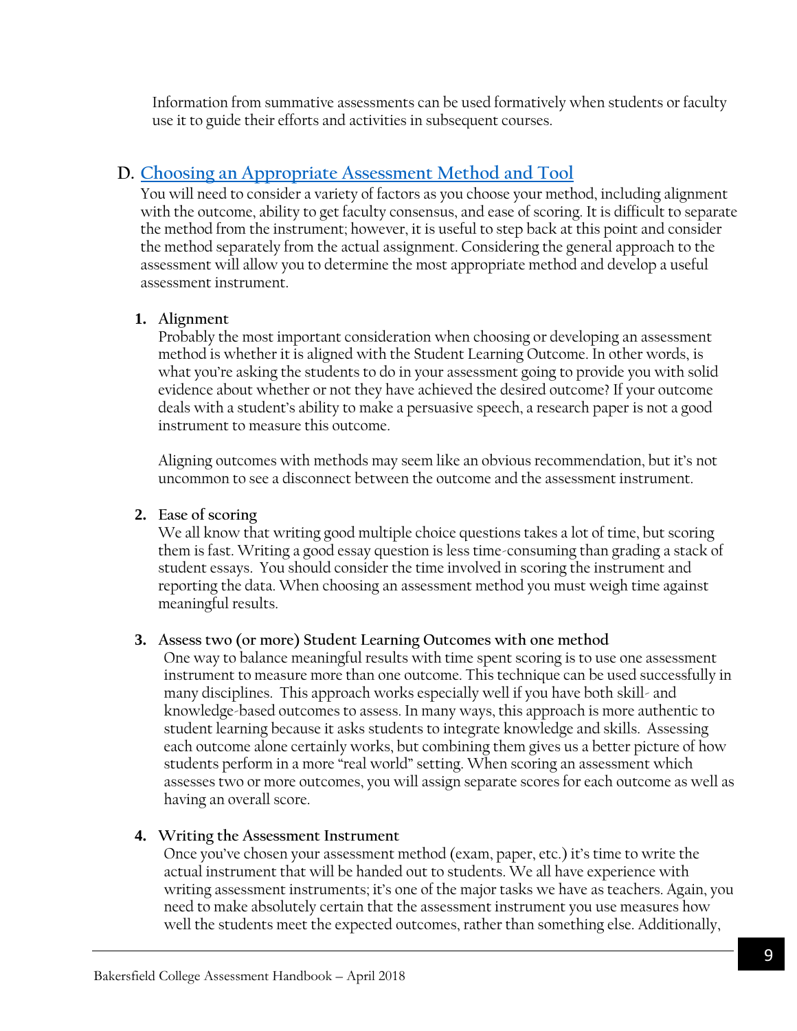Information from summative assessments can be used formatively when students or faculty use it to guide their efforts and activities in subsequent courses.

## D. Choosing an Appropriate Assessment Method and Tool

You will need to consider a variety of factors as you choose your method, including alignment with the outcome, ability to get faculty consensus, and ease of scoring. It is difficult to separate the method from the instrument; however, it is useful to step back at this point and consider the method separately from the actual assignment. Considering the general approach to the assessment will allow you to determine the most appropriate method and develop a useful assessment instrument.

### 1. Alignment

Probably the most important consideration when choosing or developing an assessment method is whether it is aligned with the Student Learning Outcome. In other words, is what you're asking the students to do in your assessment going to provide you with solid evidence about whether or not they have achieved the desired outcome? If your outcome deals with a student's ability to make a persuasive speech, a research paper is not a good instrument to measure this outcome.

Aligning outcomes with methods may seem like an obvious recommendation, but it's not uncommon to see a disconnect between the outcome and the assessment instrument.

### 2. Ease of scoring

We all know that writing good multiple choice questions takes a lot of time, but scoring them is fast. Writing a good essay question is less time-consuming than grading a stack of student essays. You should consider the time involved in scoring the instrument and reporting the data. When choosing an assessment method you must weigh time against meaningful results.

### 3. Assess two (or more) Student Learning Outcomes with one method

One way to balance meaningful results with time spent scoring is to use one assessment instrument to measure more than one outcome. This technique can be used successfully in many disciplines. This approach works especially well if you have both skill- and knowledge-based outcomes to assess. In many ways, this approach is more authentic to student learning because it asks students to integrate knowledge and skills. Assessing each outcome alone certainly works, but combining them gives us a better picture of how students perform in a more "real world" setting. When scoring an assessment which assesses two or more outcomes, you will assign separate scores for each outcome as well as having an overall score.

### 4. Writing the Assessment Instrument

Once you've chosen your assessment method (exam, paper, etc.) it's time to write the actual instrument that will be handed out to students. We all have experience with writing assessment instruments; it's one of the major tasks we have as teachers. Again, you need to make absolutely certain that the assessment instrument you use measures how well the students meet the expected outcomes, rather than something else. Additionally,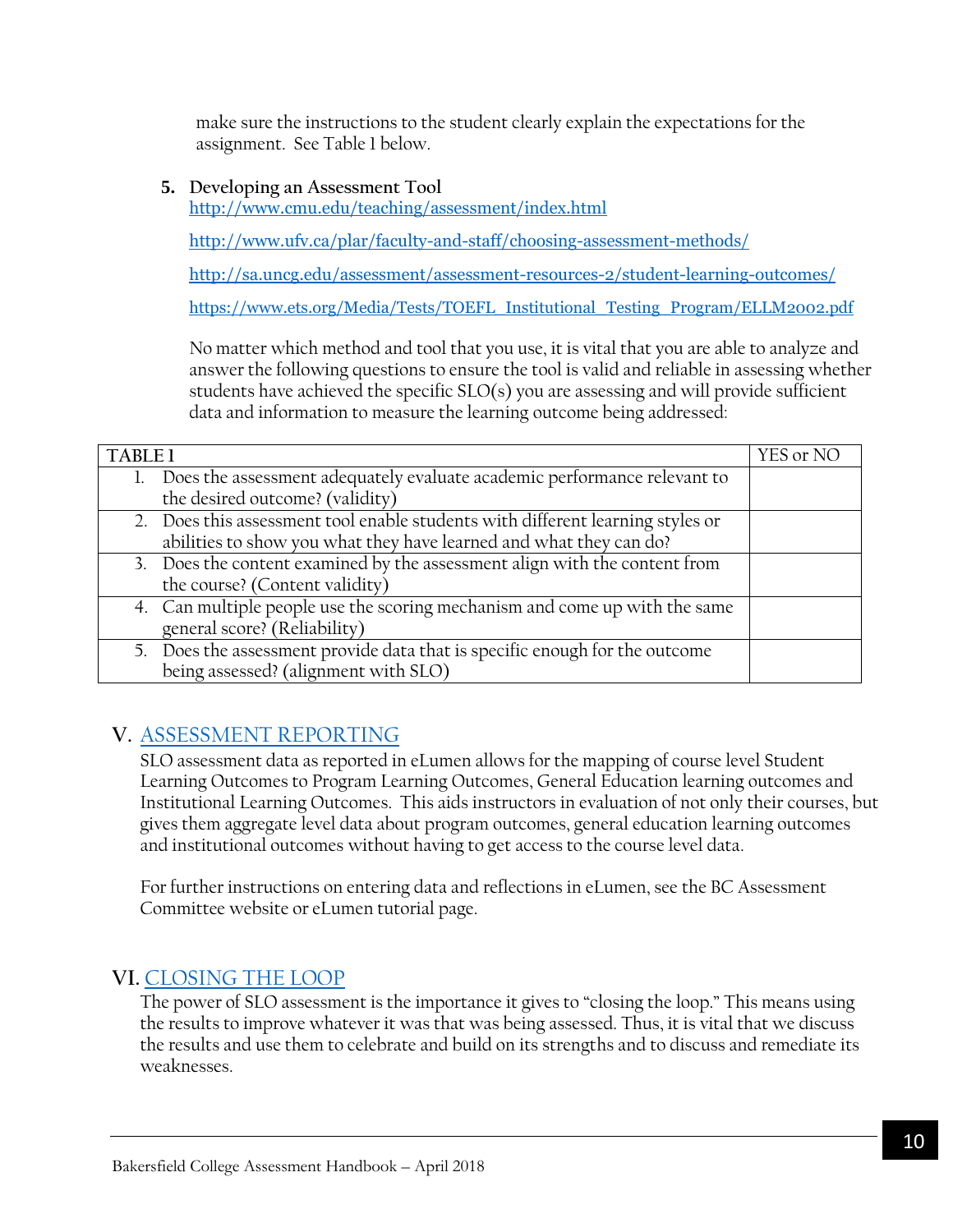make sure the instructions to the student clearly explain the expectations for the assignment. See Table 1 below.

5. **Developing an Assessment Tool**
   [http://www.cmu.edu/teaching/assessment/index.html](http://www.cmu.edu/teaching/assessment/index.html)

   [http://www.ufv.ca/plar/faculty-and-staff/choosing-assessment-methods/](http://www.ufv.ca/plar/faculty-and-staff/choosing-assessment-methods/)

   [http://sa.uncg.edu/assessment/assessment-resources-2/student-learning-outcomes/](http://sa.uncg.edu/assessment/assessment-resources-2/student-learning-outcomes/)

   [https://www.ets.org/Media/Tests/TOEFL_Institutional_Testing_Program/ELLM2002.pdf](https://www.ets.org/Media/Tests/TOEFL_Institutional_Testing_Program/ELLM2002.pdf)

   No matter which method and tool that you use, it is vital that you are able to analyze and answer the following questions to ensure the tool is valid and reliable in assessing whether students have achieved the specific SLO(s) you are assessing and will provide sufficient data and information to measure the learning outcome being addressed:

| TABLE 1 | YES or NO |
|---|---|
| 1. Does the assessment adequately evaluate academic performance relevant to the desired outcome? (validity) | |
| 2. Does this assessment tool enable students with different learning styles or abilities to show you what they have learned and what they can do? | |
| 3. Does the content examined by the assessment align with the content from the course? (Content validity) | |
| 4. Can multiple people use the scoring mechanism and come up with the same general score? (Reliability) | |
| 5. Does the assessment provide data that is specific enough for the outcome being assessed? (alignment with SLO) | |

## V. ASSESSMENT REPORTING

SLO assessment data as reported in eLumen allows for the mapping of course level Student Learning Outcomes to Program Learning Outcomes, General Education learning outcomes and Institutional Learning Outcomes. This aids instructors in evaluation of not only their courses, but gives them aggregate level data about program outcomes, general education learning outcomes and institutional outcomes without having to get access to the course level data.

For further instructions on entering data and reflections in eLumen, see the BC Assessment Committee website or eLumen tutorial page.

## VI. CLOSING THE LOOP

The power of SLO assessment is the importance it gives to "closing the loop." This means using the results to improve whatever it was that was being assessed. Thus, it is vital that we discuss the results and use them to celebrate and build on its strengths and to discuss and remediate its weaknesses.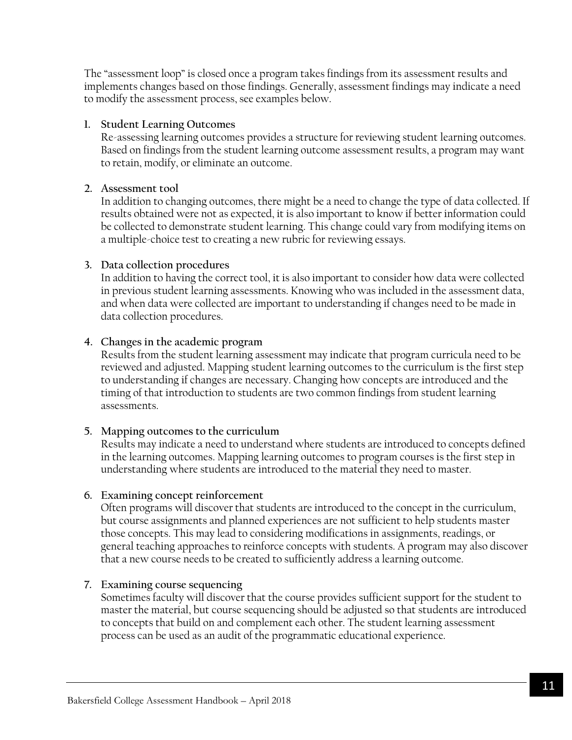The "assessment loop" is closed once a program takes findings from its assessment results and implements changes based on those findings. Generally, assessment findings may indicate a need to modify the assessment process, see examples below.

1. **Student Learning Outcomes**
   Re-assessing learning outcomes provides a structure for reviewing student learning outcomes. Based on findings from the student learning outcome assessment results, a program may want to retain, modify, or eliminate an outcome.

2. **Assessment tool**
   In addition to changing outcomes, there might be a need to change the type of data collected. If results obtained were not as expected, it is also important to know if better information could be collected to demonstrate student learning. This change could vary from modifying items on a multiple-choice test to creating a new rubric for reviewing essays.

3. **Data collection procedures**
   In addition to having the correct tool, it is also important to consider how data were collected in previous student learning assessments. Knowing who was included in the assessment data, and when data were collected are important to understanding if changes need to be made in data collection procedures.

4. **Changes in the academic program**
   Results from the student learning assessment may indicate that program curricula need to be reviewed and adjusted. Mapping student learning outcomes to the curriculum is the first step to understanding if changes are necessary. Changing how concepts are introduced and the timing of that introduction to students are two common findings from student learning assessments.

5. **Mapping outcomes to the curriculum**
   Results may indicate a need to understand where students are introduced to concepts defined in the learning outcomes. Mapping learning outcomes to program courses is the first step in understanding where students are introduced to the material they need to master.

6. **Examining concept reinforcement**
   Often programs will discover that students are introduced to the concept in the curriculum, but course assignments and planned experiences are not sufficient to help students master those concepts. This may lead to considering modifications in assignments, readings, or general teaching approaches to reinforce concepts with students. A program may also discover that a new course needs to be created to sufficiently address a learning outcome.

7. **Examining course sequencing**
   Sometimes faculty will discover that the course provides sufficient support for the student to master the material, but course sequencing should be adjusted so that students are introduced to concepts that build on and complement each other. The student learning assessment process can be used as an audit of the programmatic educational experience.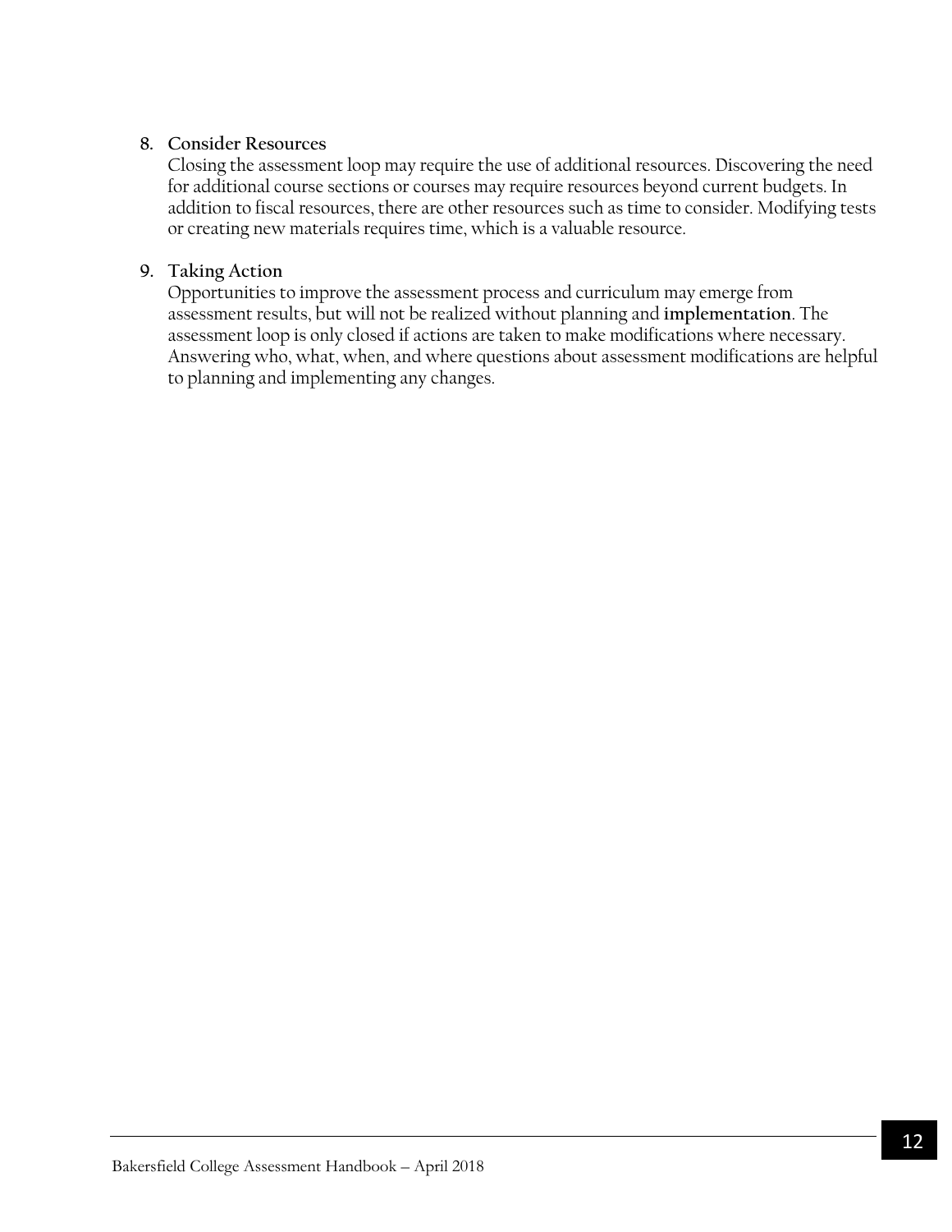8. **Consider Resources**
   Closing the assessment loop may require the use of additional resources. Discovering the need for additional course sections or courses may require resources beyond current budgets. In addition to fiscal resources, there are other resources such as time to consider. Modifying tests or creating new materials requires time, which is a valuable resource.

9. **Taking Action**
   Opportunities to improve the assessment process and curriculum may emerge from assessment results, but will not be realized without planning and **implementation**. The assessment loop is only closed if actions are taken to make modifications where necessary. Answering who, what, when, and where questions about assessment modifications are helpful to planning and implementing any changes.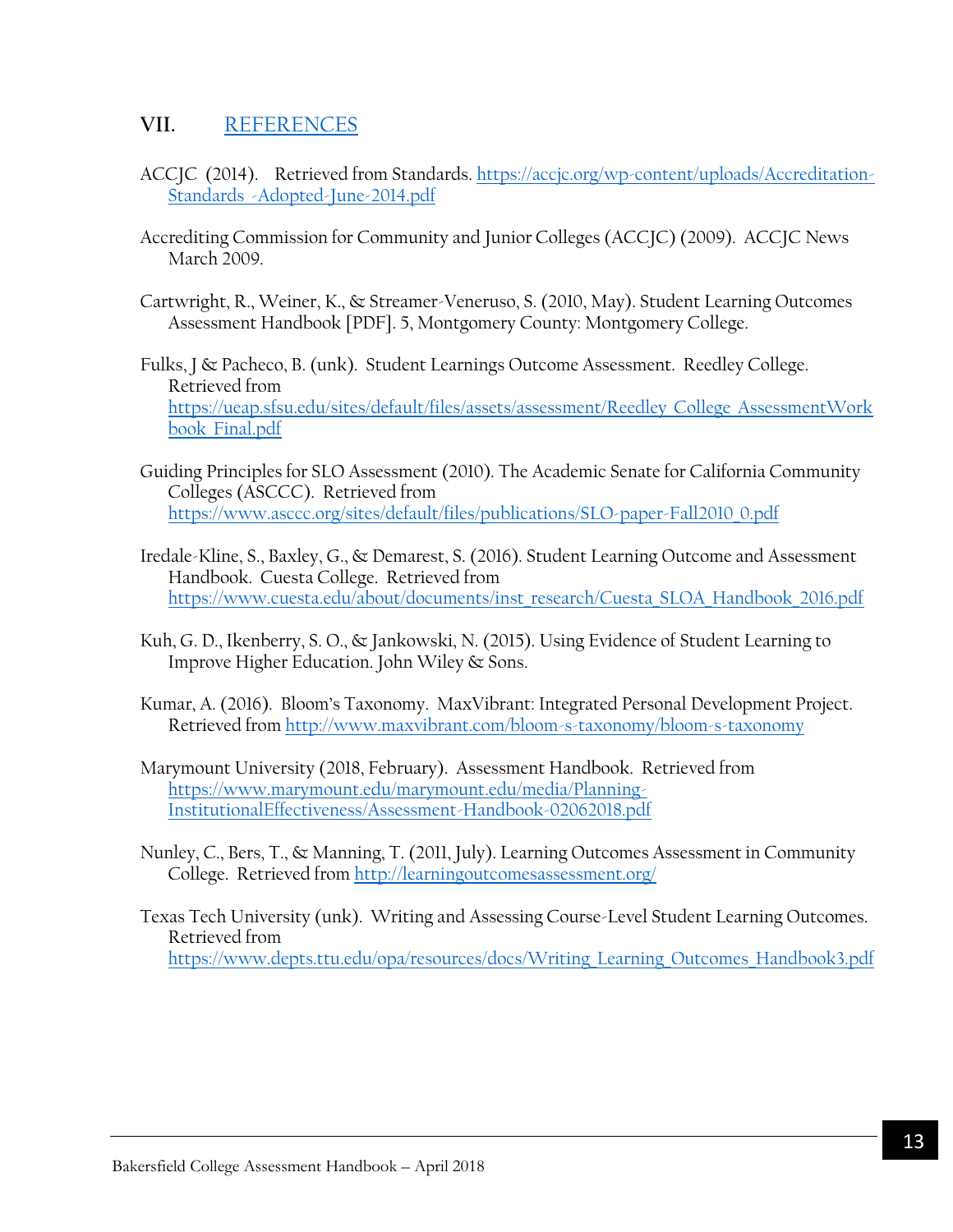## VII. REFERENCES

ACCJC (2014). Retrieved from Standards. https://accjc.org/wp-content/uploads/Accreditation-Standards_-Adopted-June-2014.pdf

Accrediting Commission for Community and Junior Colleges (ACCJC) (2009). ACCJC News March 2009.

Cartwright, R., Weiner, K., & Streamer-Veneruso, S. (2010, May). Student Learning Outcomes Assessment Handbook [PDF]. 5, Montgomery County: Montgomery College.

Fulks, J & Pacheco, B. (unk). Student Learnings Outcome Assessment. Reedley College. Retrieved from https://ueap.sfsu.edu/sites/default/files/assets/assessment/Reedley_College_AssessmentWorkbook_Final.pdf

Guiding Principles for SLO Assessment (2010). The Academic Senate for California Community Colleges (ASCCC). Retrieved from https://www.asccc.org/sites/default/files/publications/SLO-paper-Fall2010_0.pdf

Iredale-Kline, S., Baxley, G., & Demarest, S. (2016). Student Learning Outcome and Assessment Handbook. Cuesta College. Retrieved from https://www.cuesta.edu/about/documents/inst_research/Cuesta_SLOA_Handbook_2016.pdf

Kuh, G. D., Ikenberry, S. O., & Jankowski, N. (2015). Using Evidence of Student Learning to Improve Higher Education. John Wiley & Sons.

Kumar, A. (2016). Bloom's Taxonomy. MaxVibrant: Integrated Personal Development Project. Retrieved from http://www.maxvibrant.com/bloom-s-taxonomy/bloom-s-taxonomy

Marymount University (2018, February). Assessment Handbook. Retrieved from https://www.marymount.edu/marymount.edu/media/Planning-InstitutionalEffectiveness/Assessment-Handbook-02062018.pdf

Nunley, C., Bers, T., & Manning, T. (2011, July). Learning Outcomes Assessment in Community College. Retrieved from http://learningoutcomesassessment.org/

Texas Tech University (unk). Writing and Assessing Course-Level Student Learning Outcomes. Retrieved from https://www.depts.ttu.edu/opa/resources/docs/Writing_Learning_Outcomes_Handbook3.pdf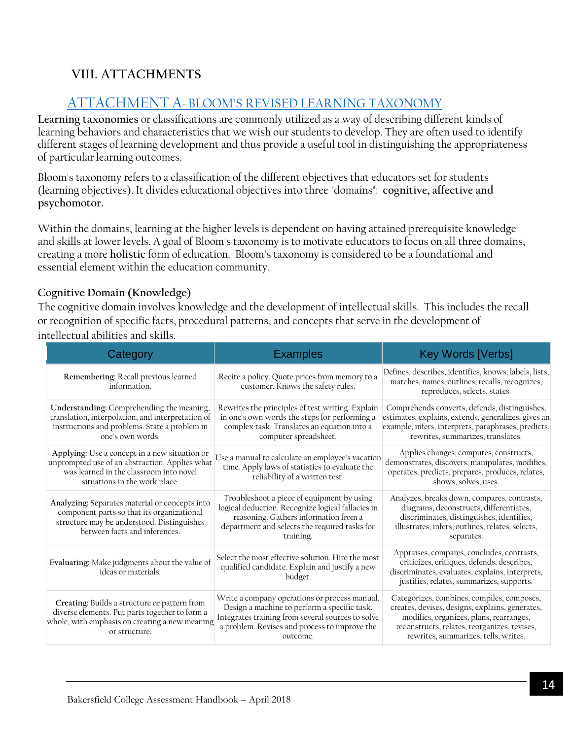## VIII. ATTACHMENTS

### ATTACHMENT A- BLOOM'S REVISED LEARNING TAXONOMY

**Learning taxonomies** or classifications are commonly utilized as a way of describing different kinds of learning behaviors and characteristics that we wish our students to develop. They are often used to identify different stages of learning development and thus provide a useful tool in distinguishing the appropriateness of particular learning outcomes.

Bloom's taxonomy refers to a classification of the different objectives that educators set for students (learning objectives). It divides educational objectives into three "domains": **cognitive, affective and psychomotor.**

Within the domains, learning at the higher levels is dependent on having attained prerequisite knowledge and skills at lower levels. A goal of Bloom's taxonomy is to motivate educators to focus on all three domains, creating a more **holistic** form of education. Bloom's taxonomy is considered to be a foundational and essential element within the education community.

#### Cognitive Domain (Knowledge)

The cognitive domain involves knowledge and the development of intellectual skills. This includes the recall or recognition of specific facts, procedural patterns, and concepts that serve in the development of intellectual abilities and skills.

| Category | Examples | Key Words [Verbs] |
|---|---|---|
| **Remembering:** Recall previous learned information. | Recite a policy. Quote prices from memory to a customer. Knows the safety rules. | Defines, describes, identifies, knows, labels, lists, matches, names, outlines, recalls, recognizes, reproduces, selects, states. |
| **Understanding:** Comprehending the meaning, translation, interpolation, and interpretation of instructions and problems. State a problem in one's own words. | Rewrites the principles of test writing. Explain in one's own words the steps for performing a complex task. Translates an equation into a computer spreadsheet. | Comprehends converts, defends, distinguishes, estimates, explains, extends, generalizes, gives an example, infers, interprets, paraphrases, predicts, rewrites, summarizes, translates. |
| **Applying:** Use a concept in a new situation or unprompted use of an abstraction. Applies what was learned in the classroom into novel situations in the work place. | Use a manual to calculate an employee's vacation time. Apply laws of statistics to evaluate the reliability of a written test. | Applies changes, computes, constructs, demonstrates, discovers, manipulates, modifies, operates, predicts, prepares, produces, relates, shows, solves, uses. |
| **Analyzing:** Separates material or concepts into component parts so that its organizational structure may be understood. Distinguishes between facts and inferences. | Troubleshoot a piece of equipment by using logical deduction. Recognize logical fallacies in reasoning. Gathers information from a department and selects the required tasks for training. | Analyzes, breaks down, compares, contrasts, diagrams, deconstructs, differentiates, discriminates, distinguishes, identifies, illustrates, infers, outlines, relates, selects, separates. |
| **Evaluating:** Make judgments about the value of ideas or materials. | Select the most effective solution. Hire the most qualified candidate. Explain and justify a new budget. | Appraises, compares, concludes, contrasts, criticizes, critiques, defends, describes, discriminates, evaluates, explains, interprets, justifies, relates, summarizes, supports. |
| **Creating:** Builds a structure or pattern from diverse elements. Put parts together to form a whole, with emphasis on creating a new meaning or structure. | Write a company operations or process manual. Design a machine to perform a specific task. Integrates training from several sources to solve a problem. Revises and process to improve the outcome. | Categorizes, combines, compiles, composes, creates, devises, designs, explains, generates, modifies, organizes, plans, rearranges, reconstructs, relates, reorganizes, revises, rewrites, summarizes, tells, writes. |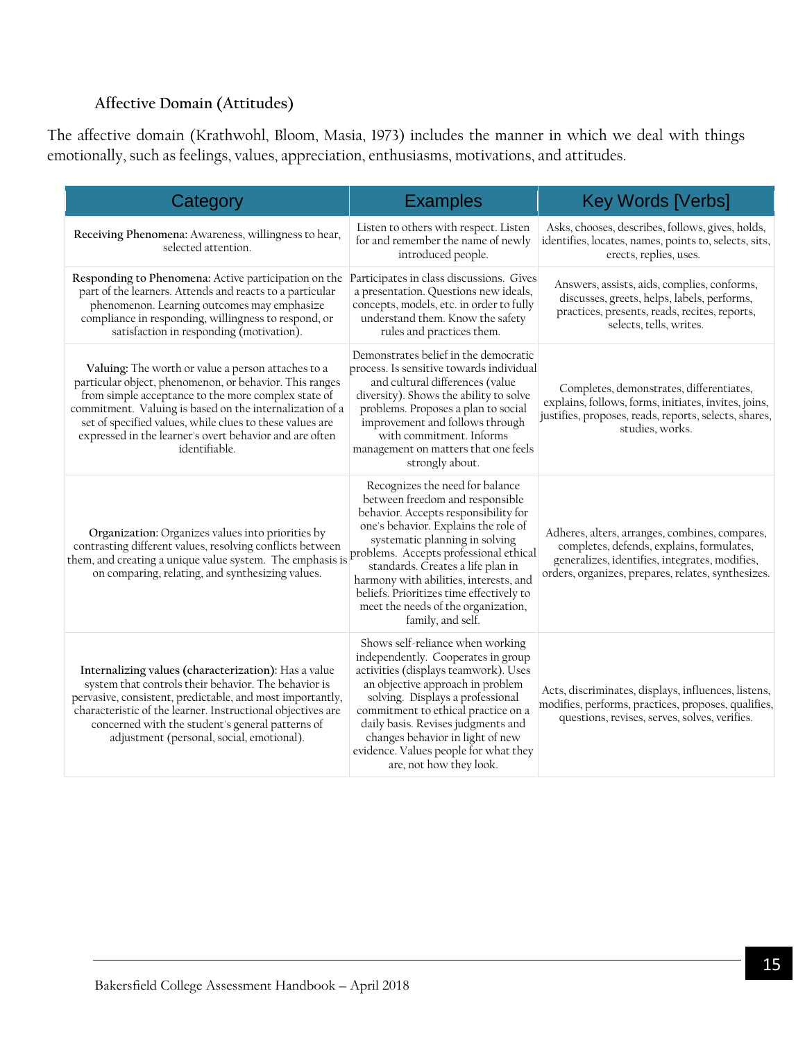### Affective Domain (Attitudes)

The affective domain (Krathwohl, Bloom, Masia, 1973) includes the manner in which we deal with things emotionally, such as feelings, values, appreciation, enthusiasms, motivations, and attitudes.

| Category | Examples | Key Words [Verbs] |
|---|---|---|
| **Receiving Phenomena:** Awareness, willingness to hear, selected attention. | Listen to others with respect. Listen for and remember the name of newly introduced people. | Asks, chooses, describes, follows, gives, holds, identifies, locates, names, points to, selects, sits, erects, replies, uses. |
| **Responding to Phenomena:** Active participation on the part of the learners. Attends and reacts to a particular phenomenon. Learning outcomes may emphasize compliance in responding, willingness to respond, or satisfaction in responding (motivation). | Participates in class discussions. Gives a presentation. Questions new ideals, concepts, models, etc. in order to fully understand them. Know the safety rules and practices them. | Answers, assists, aids, complies, conforms, discusses, greets, helps, labels, performs, practices, presents, reads, recites, reports, selects, tells, writes. |
| **Valuing:** The worth or value a person attaches to a particular object, phenomenon, or behavior. This ranges from simple acceptance to the more complex state of commitment. Valuing is based on the internalization of a set of specified values, while clues to these values are expressed in the learner's overt behavior and are often identifiable. | Demonstrates belief in the democratic process. Is sensitive towards individual and cultural differences (value diversity). Shows the ability to solve problems. Proposes a plan to social improvement and follows through with commitment. Informs management on matters that one feels strongly about. | Completes, demonstrates, differentiates, explains, follows, forms, initiates, invites, joins, justifies, proposes, reads, reports, selects, shares, studies, works. |
| **Organization:** Organizes values into priorities by contrasting different values, resolving conflicts between them, and creating a unique value system. The emphasis is on comparing, relating, and synthesizing values. | Recognizes the need for balance between freedom and responsible behavior. Accepts responsibility for one's behavior. Explains the role of systematic planning in solving problems. Accepts professional ethical standards. Creates a life plan in harmony with abilities, interests, and beliefs. Prioritizes time effectively to meet the needs of the organization, family, and self. | Adheres, alters, arranges, combines, compares, completes, defends, explains, formulates, generalizes, identifies, integrates, modifies, orders, organizes, prepares, relates, synthesizes. |
| **Internalizing values (characterization):** Has a value system that controls their behavior. The behavior is pervasive, consistent, predictable, and most importantly, characteristic of the learner. Instructional objectives are concerned with the student's general patterns of adjustment (personal, social, emotional). | Shows self-reliance when working independently. Cooperates in group activities (displays teamwork). Uses an objective approach in problem solving. Displays a professional commitment to ethical practice on a daily basis. Revises judgments and changes behavior in light of new evidence. Values people for what they are, not how they look. | Acts, discriminates, displays, influences, listens, modifies, performs, practices, proposes, qualifies, questions, revises, serves, solves, verifies. |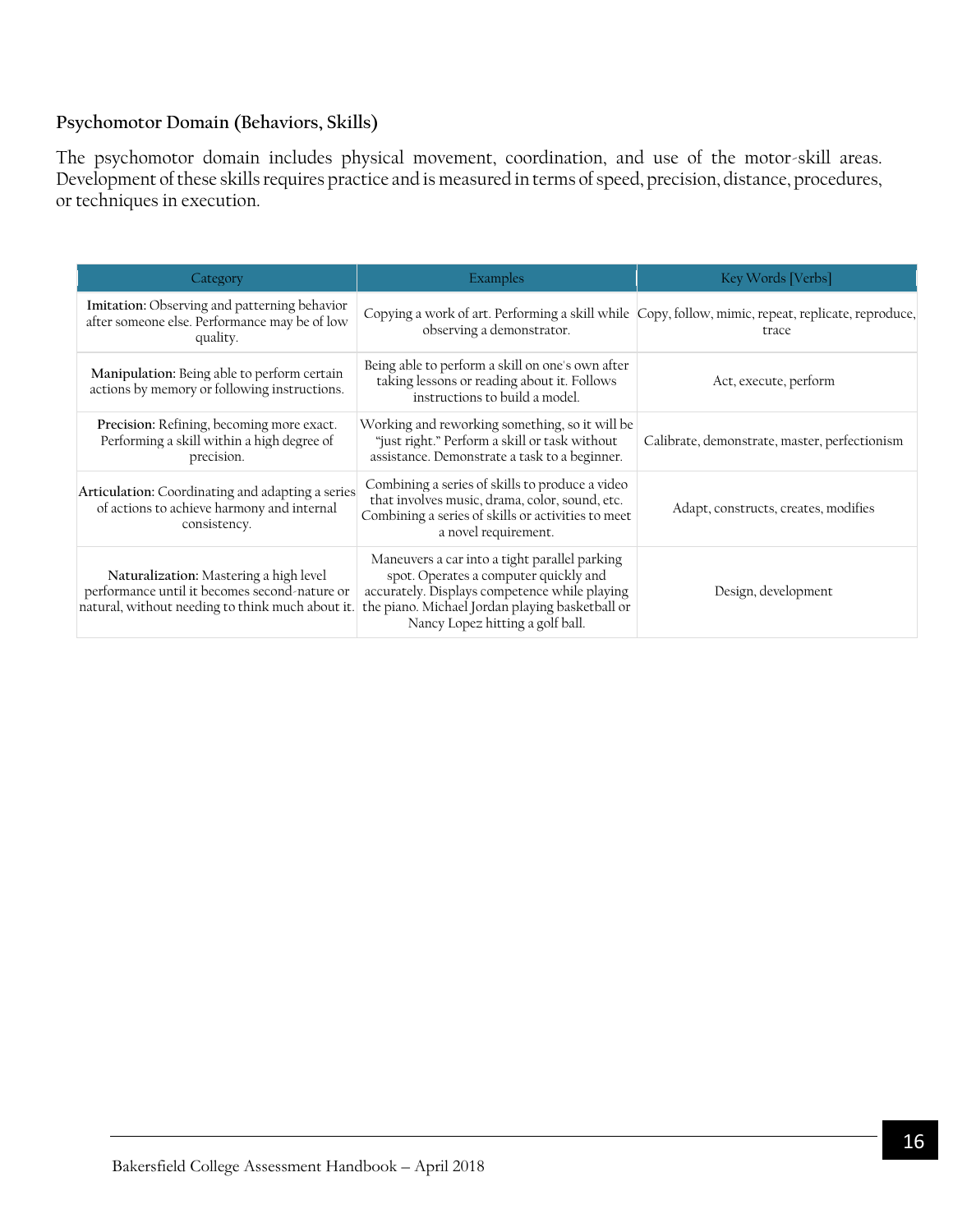### Psychomotor Domain (Behaviors, Skills)

The psychomotor domain includes physical movement, coordination, and use of the motor-skill areas. Development of these skills requires practice and is measured in terms of speed, precision, distance, procedures, or techniques in execution.

| Category | Examples | Key Words [Verbs] |
|---|---|---|
| **Imitation:** Observing and patterning behavior after someone else. Performance may be of low quality. | Copying a work of art. Performing a skill while observing a demonstrator. | Copy, follow, mimic, repeat, replicate, reproduce, trace |
| **Manipulation:** Being able to perform certain actions by memory or following instructions. | Being able to perform a skill on one's own after taking lessons or reading about it. Follows instructions to build a model. | Act, execute, perform |
| **Precision:** Refining, becoming more exact. Performing a skill within a high degree of precision. | Working and reworking something, so it will be "just right." Perform a skill or task without assistance. Demonstrate a task to a beginner. | Calibrate, demonstrate, master, perfectionism |
| **Articulation:** Coordinating and adapting a series of actions to achieve harmony and internal consistency. | Combining a series of skills to produce a video that involves music, drama, color, sound, etc. Combining a series of skills or activities to meet a novel requirement. | Adapt, constructs, creates, modifies |
| **Naturalization:** Mastering a high level performance until it becomes second-nature or natural, without needing to think much about it. | Maneuvers a car into a tight parallel parking spot. Operates a computer quickly and accurately. Displays competence while playing the piano. Michael Jordan playing basketball or Nancy Lopez hitting a golf ball. | Design, development |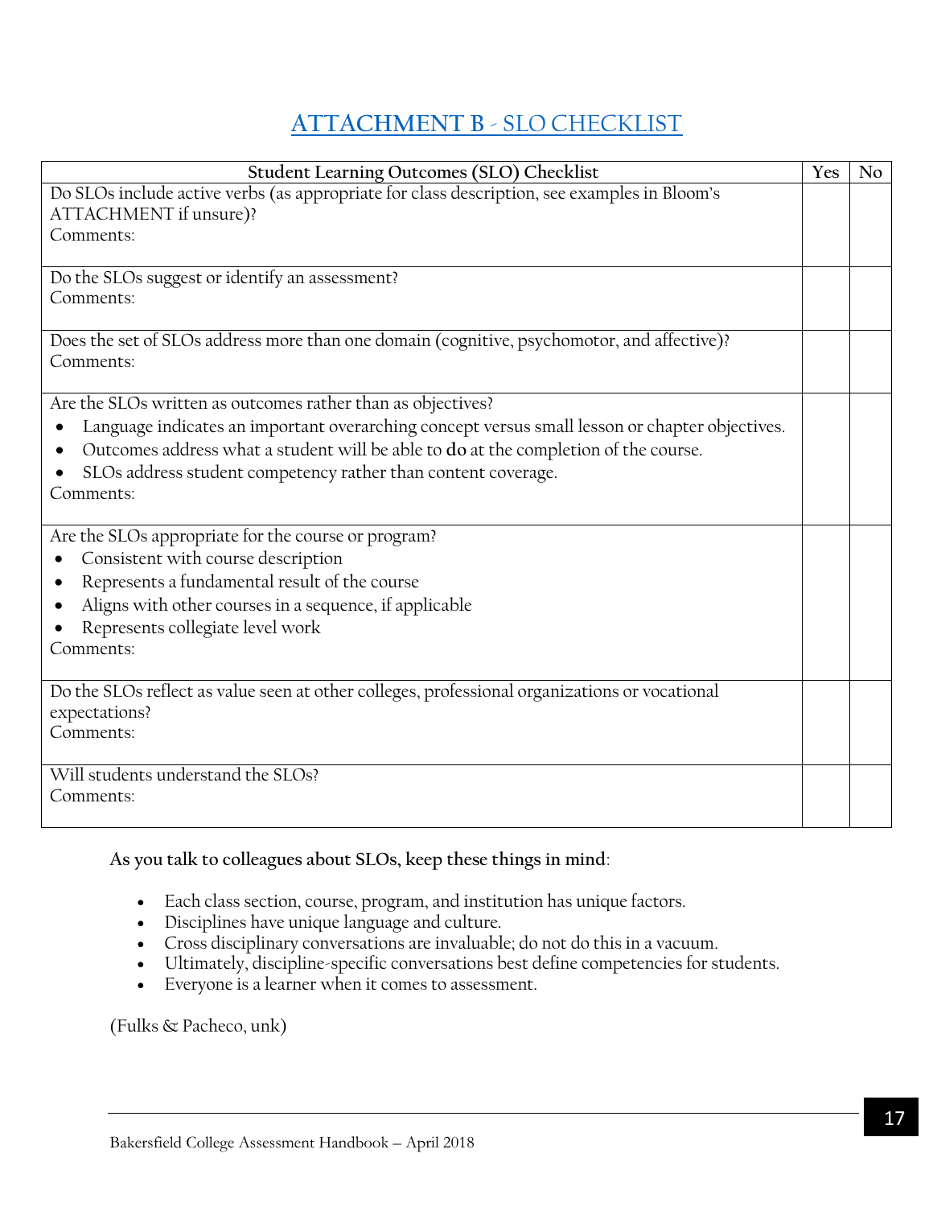# ATTACHMENT B - SLO CHECKLIST

| Student Learning Outcomes (SLO) Checklist | Yes | No |
|---|---|---|
| Do SLOs include active verbs (as appropriate for class description, see examples in Bloom's ATTACHMENT if unsure)?<br>Comments: | | |
| Do the SLOs suggest or identify an assessment?<br>Comments: | | |
| Does the set of SLOs address more than one domain (cognitive, psychomotor, and affective)?<br>Comments: | | |
| Are the SLOs written as outcomes rather than as objectives?<br>• Language indicates an important overarching concept versus small lesson or chapter objectives.<br>• Outcomes address what a student will be able to **do** at the completion of the course.<br>• SLOs address student competency rather than content coverage.<br>Comments: | | |
| Are the SLOs appropriate for the course or program?<br>• Consistent with course description<br>• Represents a fundamental result of the course<br>• Aligns with other courses in a sequence, if applicable<br>• Represents collegiate level work<br>Comments: | | |
| Do the SLOs reflect as value seen at other colleges, professional organizations or vocational expectations?<br>Comments: | | |
| Will students understand the SLOs?<br>Comments: | | |

**As you talk to colleagues about SLOs, keep these things in mind**:

- Each class section, course, program, and institution has unique factors.
- Disciplines have unique language and culture.
- Cross disciplinary conversations are invaluable; do not do this in a vacuum.
- Ultimately, discipline-specific conversations best define competencies for students.
- Everyone is a learner when it comes to assessment.

(Fulks & Pacheco, unk)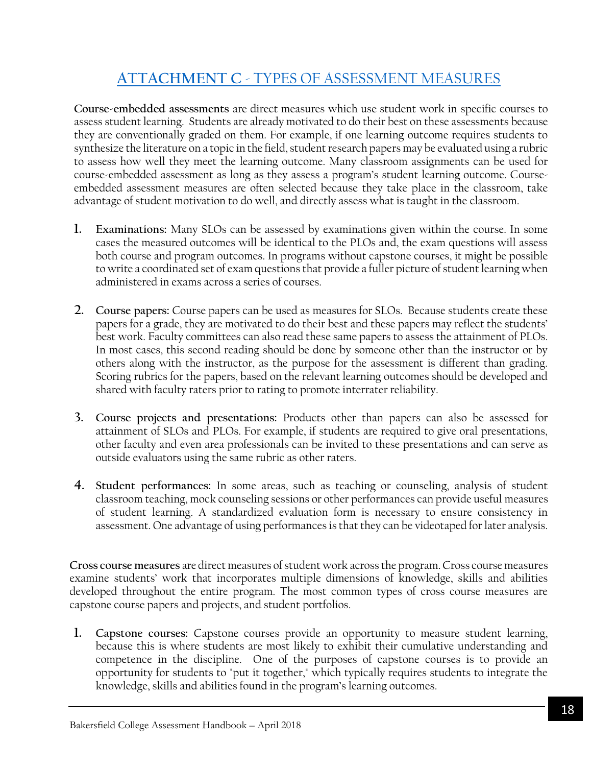## ATTACHMENT C - TYPES OF ASSESSMENT MEASURES

**Course-embedded assessments** are direct measures which use student work in specific courses to assess student learning. Students are already motivated to do their best on these assessments because they are conventionally graded on them. For example, if one learning outcome requires students to synthesize the literature on a topic in the field, student research papers may be evaluated using a rubric to assess how well they meet the learning outcome. Many classroom assignments can be used for course-embedded assessment as long as they assess a program's student learning outcome. Course-embedded assessment measures are often selected because they take place in the classroom, take advantage of student motivation to do well, and directly assess what is taught in the classroom.

1. **Examinations:** Many SLOs can be assessed by examinations given within the course. In some cases the measured outcomes will be identical to the PLOs and, the exam questions will assess both course and program outcomes. In programs without capstone courses, it might be possible to write a coordinated set of exam questions that provide a fuller picture of student learning when administered in exams across a series of courses.

2. **Course papers:** Course papers can be used as measures for SLOs. Because students create these papers for a grade, they are motivated to do their best and these papers may reflect the students' best work. Faculty committees can also read these same papers to assess the attainment of PLOs. In most cases, this second reading should be done by someone other than the instructor or by others along with the instructor, as the purpose for the assessment is different than grading. Scoring rubrics for the papers, based on the relevant learning outcomes should be developed and shared with faculty raters prior to rating to promote interrater reliability.

3. **Course projects and presentations:** Products other than papers can also be assessed for attainment of SLOs and PLOs. For example, if students are required to give oral presentations, other faculty and even area professionals can be invited to these presentations and can serve as outside evaluators using the same rubric as other raters.

4. **Student performances:** In some areas, such as teaching or counseling, analysis of student classroom teaching, mock counseling sessions or other performances can provide useful measures of student learning. A standardized evaluation form is necessary to ensure consistency in assessment. One advantage of using performances is that they can be videotaped for later analysis.

**Cross course measures** are direct measures of student work across the program. Cross course measures examine students' work that incorporates multiple dimensions of knowledge, skills and abilities developed throughout the entire program. The most common types of cross course measures are capstone course papers and projects, and student portfolios.

1. **Capstone courses:** Capstone courses provide an opportunity to measure student learning, because this is where students are most likely to exhibit their cumulative understanding and competence in the discipline. One of the purposes of capstone courses is to provide an opportunity for students to "put it together," which typically requires students to integrate the knowledge, skills and abilities found in the program's learning outcomes.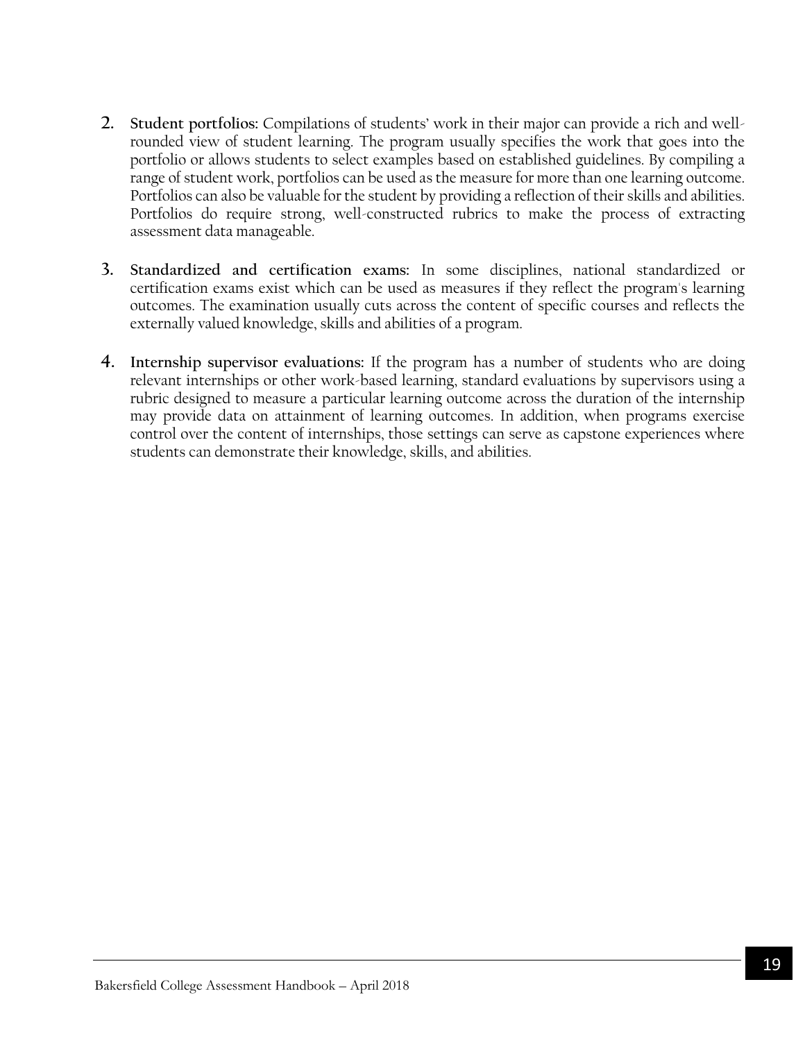2. **Student portfolios:** Compilations of students' work in their major can provide a rich and well-rounded view of student learning. The program usually specifies the work that goes into the portfolio or allows students to select examples based on established guidelines. By compiling a range of student work, portfolios can be used as the measure for more than one learning outcome. Portfolios can also be valuable for the student by providing a reflection of their skills and abilities. Portfolios do require strong, well-constructed rubrics to make the process of extracting assessment data manageable.

3. **Standardized and certification exams:** In some disciplines, national standardized or certification exams exist which can be used as measures if they reflect the program's learning outcomes. The examination usually cuts across the content of specific courses and reflects the externally valued knowledge, skills and abilities of a program.

4. **Internship supervisor evaluations:** If the program has a number of students who are doing relevant internships or other work-based learning, standard evaluations by supervisors using a rubric designed to measure a particular learning outcome across the duration of the internship may provide data on attainment of learning outcomes. In addition, when programs exercise control over the content of internships, those settings can serve as capstone experiences where students can demonstrate their knowledge, skills, and abilities.